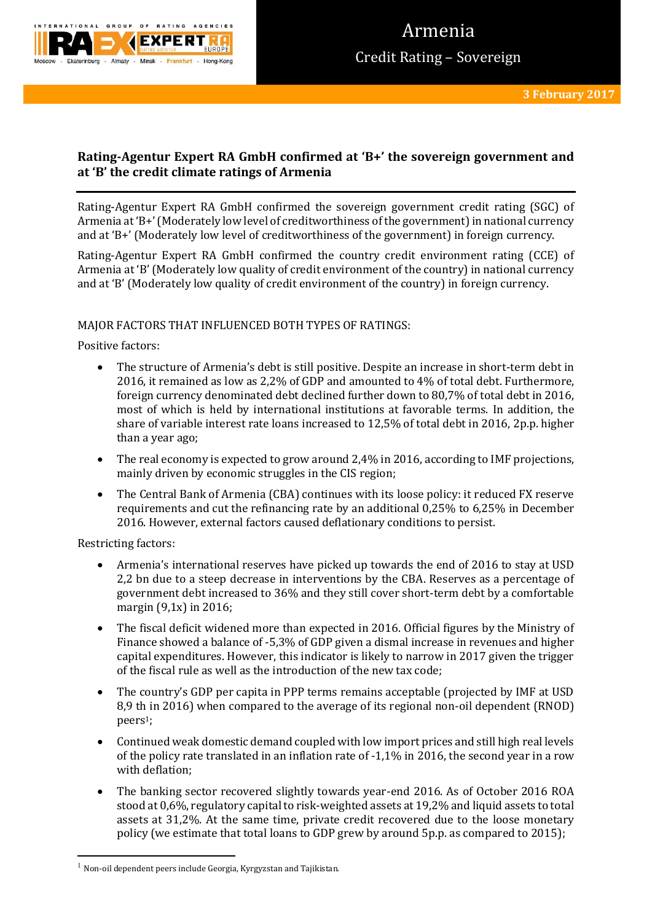# Armenia

## Credit Rating – Sovereign

**3 February 2017**

### Rating-Agentur Expert RA GmbH confirmed at 'B+' the sovereign government and at 'B' the credit climate ratings of Armenia

Rating-Agentur Expert RA GmbH confirmed the sovereign government credit rating (SGC) of Armenia at 'B+' (Moderately low level of creditworthiness of the government) in national currency and at 'B+' (Moderately low level of creditworthiness of the government) in foreign currency.

Rating-Agentur Expert RA GmbH confirmed the country credit environment rating (CCE) of Armenia at 'B' (Moderately low quality of credit environment of the country) in national currency and at 'B' (Moderately low quality of credit environment of the country) in foreign currency.

MAJOR FACTORS THAT INFLUENCED BOTH TYPES OF RATINGS:

Positive factors:

- The structure of Armenia's debt is still positive. Despite an increase in short-term debt in 2016, it remained as low as 2,2% of GDP and amounted to 4% of total debt. Furthermore, foreign currency denominated debt declined further down to 80,7% of total debt in 2016, most of which is held by international institutions at favorable terms. In addition, the share of variable interest rate loans increased to 12,5% of total debt in 2016, 2p.p. higher than a year ago;
- The real economy is expected to grow around 2,4% in 2016, according to IMF projections, mainly driven by economic struggles in the CIS region;
- The Central Bank of Armenia (CBA) continues with its loose policy: it reduced FX reserve requirements and cut the refinancing rate by an additional 0,25% to 6,25% in December 2016. However, external factors caused deflationary conditions to persist.

Restricting factors:

- Armenia's international reserves have picked up towards the end of 2016 to stay at USD 2,2 bn due to a steep decrease in interventions by the CBA. Reserves as a percentage of government debt increased to 36% and they still cover short-term debt by a comfortable margin (9,1x) in 2016;
- The fiscal deficit widened more than expected in 2016. Official figures by the Ministry of Finance showed a balance of -5,3% of GDP given a dismal increase in revenues and higher capital expenditures. However, this indicator is likely to narrow in 2017 given the trigger of the fiscal rule as well as the introduction of the new tax code;
- The country's GDP per capita in PPP terms remains acceptable (projected by IMF at USD 8,9 th in 2016) when compared to the average of its regional non-oil dependent (RNOD) peers[1];
- Continued weak domestic demand coupled with low import prices and still high real levels of the policy rate translated in an inflation rate of -1,1% in 2016, the second year in a row with deflation;
- The banking sector recovered slightly towards year-end 2016. As of October 2016 ROA stood at 0,6%, regulatory capital to risk-weighted assets at 19,2% and liquid assets to total assets at 31,2%. At the same time, private credit recovered due to the loose monetary policy (we estimate that total loans to GDP grew by around 5p.p. as compared to 2015);

[1] Non-oil dependent peers include Georgia, Kyrgyzstan and Tajikistan.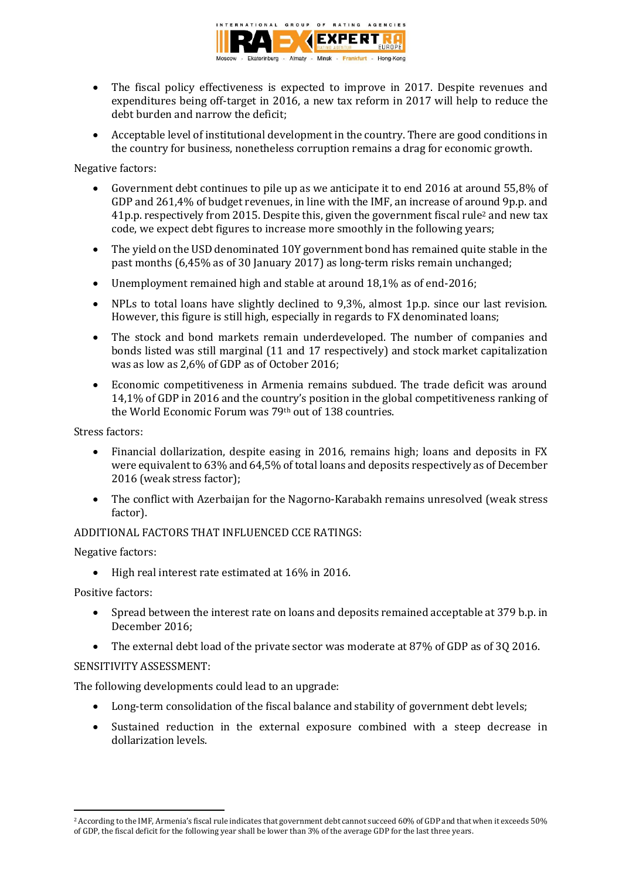- The fiscal policy effectiveness is expected to improve in 2017. Despite revenues and expenditures being off-target in 2016, a new tax reform in 2017 will help to reduce the debt burden and narrow the deficit;
- Acceptable level of institutional development in the country. There are good conditions in the country for business, nonetheless corruption remains a drag for economic growth.

Negative factors:

- Government debt continues to pile up as we anticipate it to end 2016 at around 55,8% of GDP and 261,4% of budget revenues, in line with the IMF, an increase of around 9p.p. and 41p.p. respectively from 2015. Despite this, given the government fiscal rule[2] and new tax code, we expect debt figures to increase more smoothly in the following years;
- The yield on the USD denominated 10Y government bond has remained quite stable in the past months (6,45% as of 30 January 2017) as long-term risks remain unchanged;
- Unemployment remained high and stable at around 18,1% as of end-2016;
- NPLs to total loans have slightly declined to 9,3%, almost 1p.p. since our last revision. However, this figure is still high, especially in regards to FX denominated loans;
- The stock and bond markets remain underdeveloped. The number of companies and bonds listed was still marginal (11 and 17 respectively) and stock market capitalization was as low as 2,6% of GDP as of October 2016;
- Economic competitiveness in Armenia remains subdued. The trade deficit was around 14,1% of GDP in 2016 and the country's position in the global competitiveness ranking of the World Economic Forum was 79th out of 138 countries.

Stress factors:

- Financial dollarization, despite easing in 2016, remains high; loans and deposits in FX were equivalent to 63% and 64,5% of total loans and deposits respectively as of December 2016 (weak stress factor);
- The conflict with Azerbaijan for the Nagorno-Karabakh remains unresolved (weak stress factor).

ADDITIONAL FACTORS THAT INFLUENCED CCE RATINGS:

Negative factors:

- High real interest rate estimated at 16% in 2016.

Positive factors:

- Spread between the interest rate on loans and deposits remained acceptable at 379 b.p. in December 2016;
- The external debt load of the private sector was moderate at 87% of GDP as of 3Q 2016.

SENSITIVITY ASSESSMENT:

The following developments could lead to an upgrade:

- Long-term consolidation of the fiscal balance and stability of government debt levels;
- Sustained reduction in the external exposure combined with a steep decrease in dollarization levels.

[2] According to the IMF, Armenia's fiscal rule indicates that government debt cannot succeed 60% of GDP and that when it exceeds 50% of GDP, the fiscal deficit for the following year shall be lower than 3% of the average GDP for the last three years.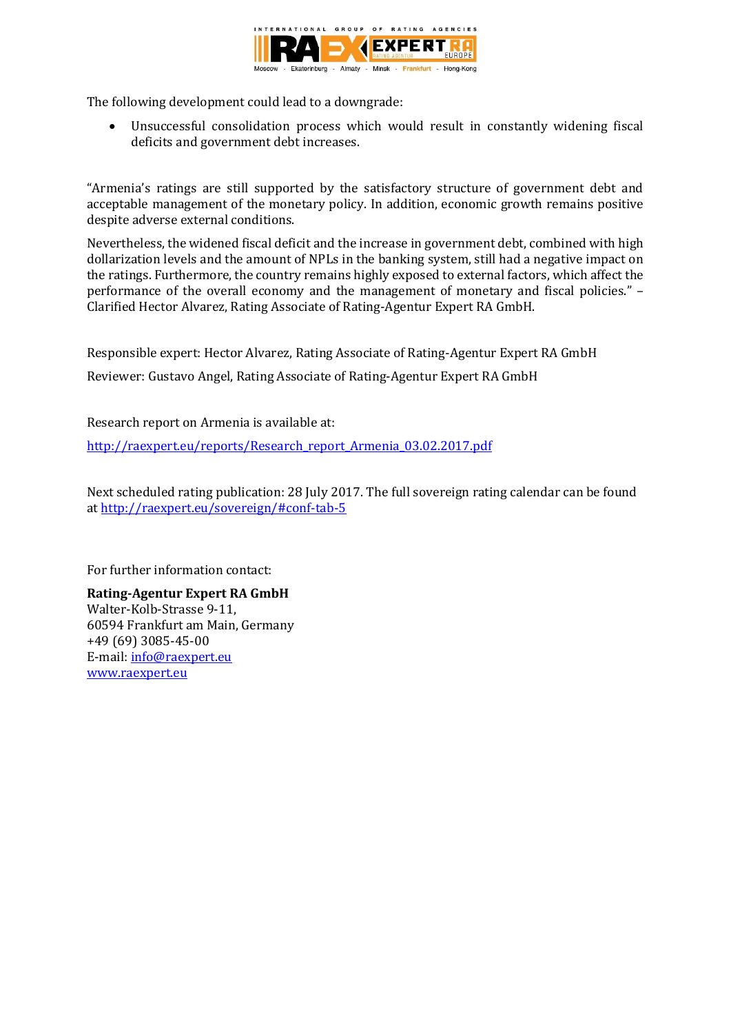The following development could lead to a downgrade:

- Unsuccessful consolidation process which would result in constantly widening fiscal deficits and government debt increases.

"Armenia's ratings are still supported by the satisfactory structure of government debt and acceptable management of the monetary policy. In addition, economic growth remains positive despite adverse external conditions.

Nevertheless, the widened fiscal deficit and the increase in government debt, combined with high dollarization levels and the amount of NPLs in the banking system, still had a negative impact on the ratings. Furthermore, the country remains highly exposed to external factors, which affect the performance of the overall economy and the management of monetary and fiscal policies." – Clarified Hector Alvarez, Rating Associate of Rating-Agentur Expert RA GmbH.

Responsible expert: Hector Alvarez, Rating Associate of Rating-Agentur Expert RA GmbH

Reviewer: Gustavo Angel, Rating Associate of Rating-Agentur Expert RA GmbH

Research report on Armenia is available at:

http://raexpert.eu/reports/Research_report_Armenia_03.02.2017.pdf

Next scheduled rating publication: 28 July 2017. The full sovereign rating calendar can be found at http://raexpert.eu/sovereign/#conf-tab-5

For further information contact:

**Rating-Agentur Expert RA GmbH**
Walter-Kolb-Strasse 9-11,
60594 Frankfurt am Main, Germany
+49 (69) 3085-45-00
E-mail: info@raexpert.eu
www.raexpert.eu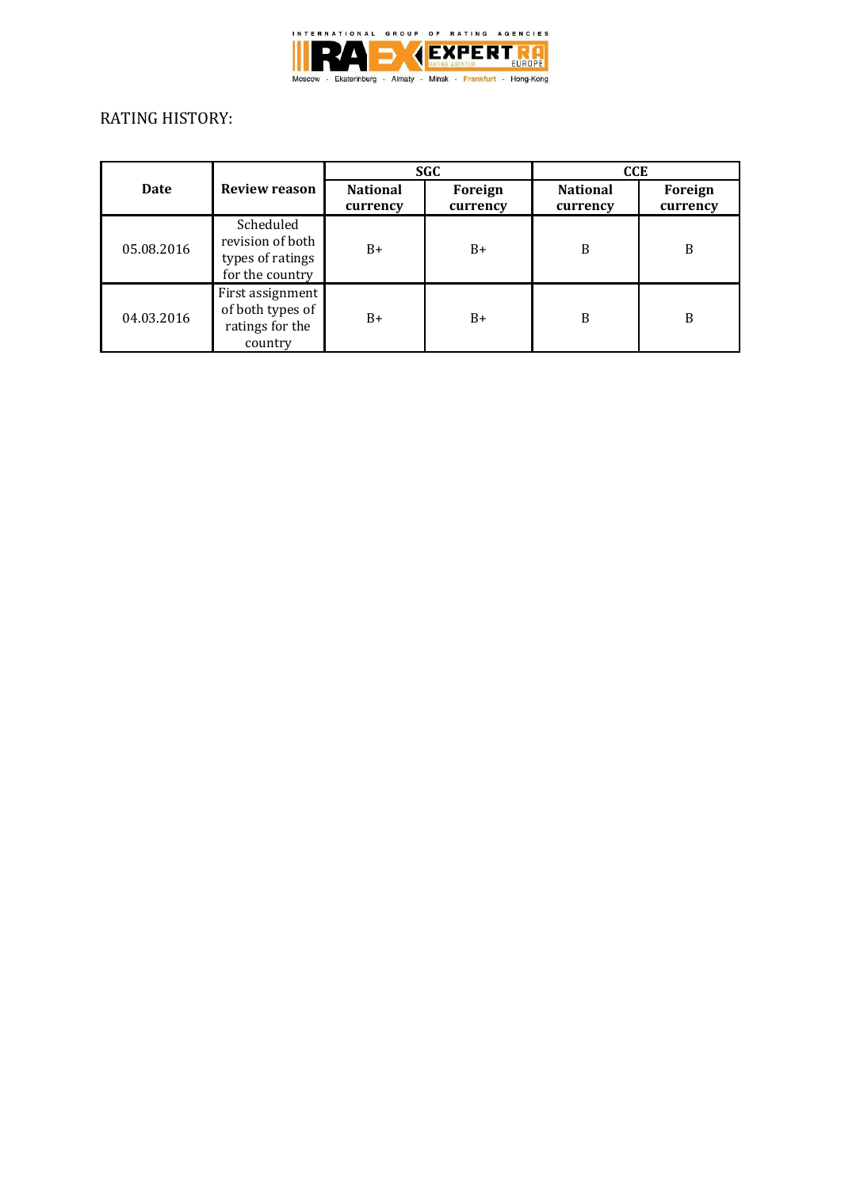RATING HISTORY:

| Date | Review reason | SGC | | CCE | |
|---|---|---|---|---|---|
| | | National currency | Foreign currency | National currency | Foreign currency |
| 05.08.2016 | Scheduled revision of both types of ratings for the country | B+ | B+ | B | B |
| 04.03.2016 | First assignment of both types of ratings for the country | B+ | B+ | B | B |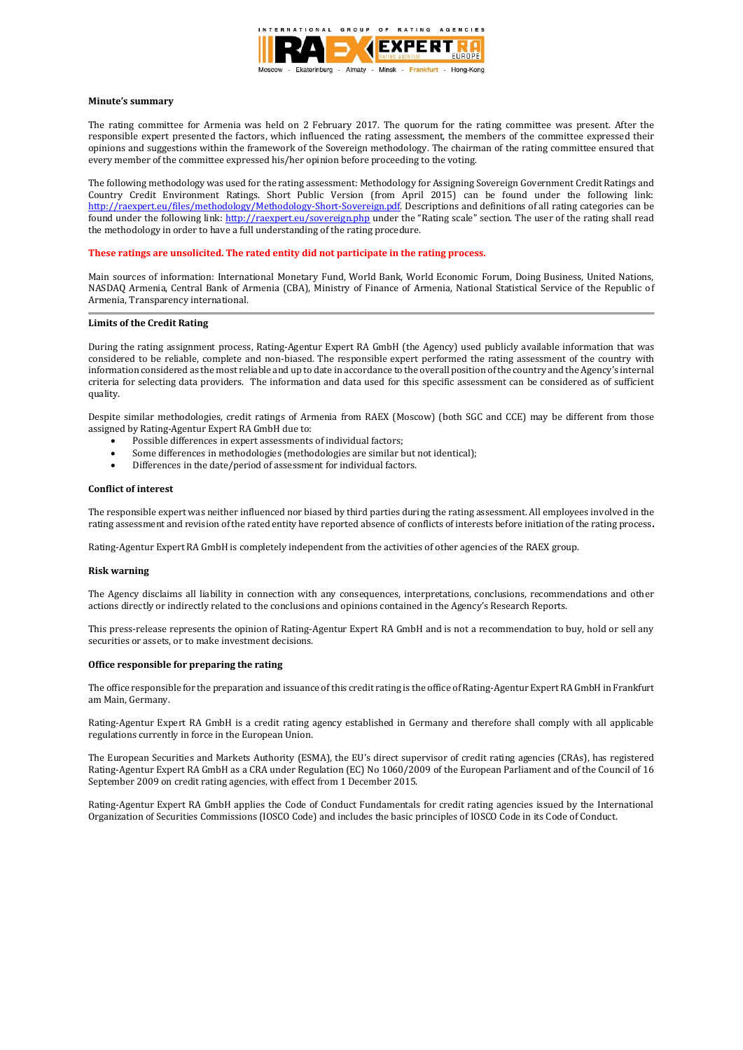**Minute's summary**

The rating committee for Armenia was held on 2 February 2017. The quorum for the rating committee was present. After the responsible expert presented the factors, which influenced the rating assessment, the members of the committee expressed their opinions and suggestions within the framework of the Sovereign methodology. The chairman of the rating committee ensured that every member of the committee expressed his/her opinion before proceeding to the voting.

The following methodology was used for the rating assessment: Methodology for Assigning Sovereign Government Credit Ratings and Country Credit Environment Ratings. Short Public Version (from April 2015) can be found under the following link: http://raexpert.eu/files/methodology/Methodology-Short-Sovereign.pdf. Descriptions and definitions of all rating categories can be found under the following link: http://raexpert.eu/sovereign.php under the "Rating scale" section. The user of the rating shall read the methodology in order to have a full understanding of the rating procedure.

**These ratings are unsolicited. The rated entity did not participate in the rating process.**

Main sources of information: International Monetary Fund, World Bank, World Economic Forum, Doing Business, United Nations, NASDAQ Armenia, Central Bank of Armenia (CBA), Ministry of Finance of Armenia, National Statistical Service of the Republic of Armenia, Transparency international.

**Limits of the Credit Rating**

During the rating assignment process, Rating-Agentur Expert RA GmbH (the Agency) used publicly available information that was considered to be reliable, complete and non-biased. The responsible expert performed the rating assessment of the country with information considered as the most reliable and up to date in accordance to the overall position of the country and the Agency's internal criteria for selecting data providers. The information and data used for this specific assessment can be considered as of sufficient quality.

Despite similar methodologies, credit ratings of Armenia from RAEX (Moscow) (both SGC and CCE) may be different from those assigned by Rating-Agentur Expert RA GmbH due to:

- Possible differences in expert assessments of individual factors;
- Some differences in methodologies (methodologies are similar but not identical);
- Differences in the date/period of assessment for individual factors.

**Conflict of interest**

The responsible expert was neither influenced nor biased by third parties during the rating assessment. All employees involved in the rating assessment and revision of the rated entity have reported absence of conflicts of interests before initiation of the rating process**.**

Rating-Agentur Expert RA GmbH is completely independent from the activities of other agencies of the RAEX group.

**Risk warning**

The Agency disclaims all liability in connection with any consequences, interpretations, conclusions, recommendations and other actions directly or indirectly related to the conclusions and opinions contained in the Agency's Research Reports.

This press-release represents the opinion of Rating-Agentur Expert RA GmbH and is not a recommendation to buy, hold or sell any securities or assets, or to make investment decisions.

**Office responsible for preparing the rating**

The office responsible for the preparation and issuance of this credit rating is the office of Rating-Agentur Expert RA GmbH in Frankfurt am Main, Germany.

Rating-Agentur Expert RA GmbH is a credit rating agency established in Germany and therefore shall comply with all applicable regulations currently in force in the European Union.

The European Securities and Markets Authority (ESMA), the EU's direct supervisor of credit rating agencies (CRAs), has registered Rating-Agentur Expert RA GmbH as a CRA under Regulation (EC) No 1060/2009 of the European Parliament and of the Council of 16 September 2009 on credit rating agencies, with effect from 1 December 2015.

Rating-Agentur Expert RA GmbH applies the Code of Conduct Fundamentals for credit rating agencies issued by the International Organization of Securities Commissions (IOSCO Code) and includes the basic principles of IOSCO Code in its Code of Conduct.